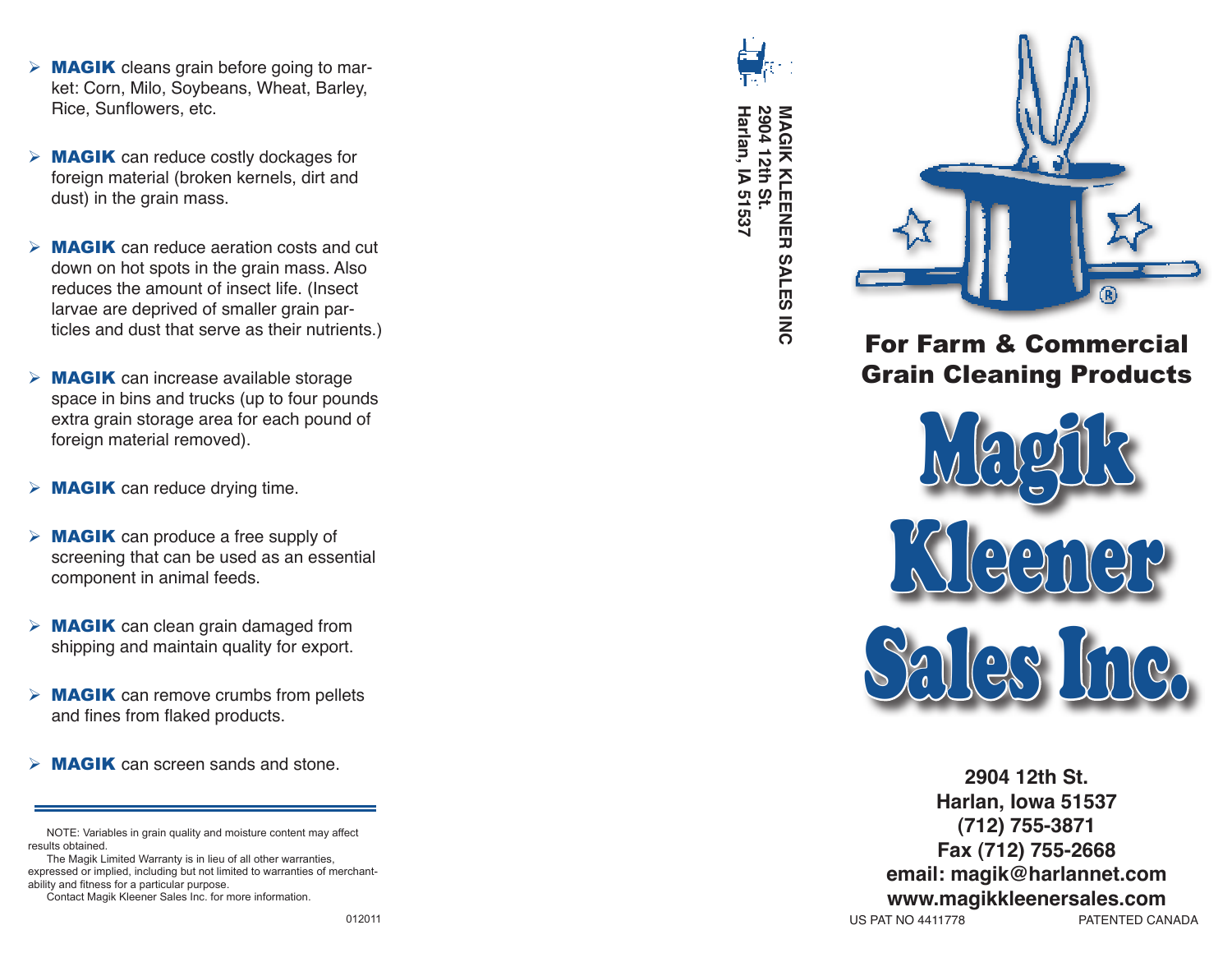- **MAGIK** cleans grain before going to market: Corn, Milo, Soybeans, Wheat, Barley, Rice, Sunflowers, etc.

- **MAGIK** can reduce costly dockages for foreign material (broken kernels, dirt and dust) in the grain mass.

- **MAGIK** can reduce aeration costs and cut down on hot spots in the grain mass. Also reduces the amount of insect life. (Insect larvae are deprived of smaller grain particles and dust that serve as their nutrients.)

- **MAGIK** can increase available storage space in bins and trucks (up to four pounds extra grain storage area for each pound of foreign material removed).

- **MAGIK** can reduce drying time.

- **MAGIK** can produce a free supply of screening that can be used as an essential component in animal feeds.

- **MAGIK** can clean grain damaged from shipping and maintain quality for export.

- **MAGIK** can remove crumbs from pellets and fines from flaked products.

- **MAGIK** can screen sands and stone.

---

NOTE: Variables in grain quality and moisture content may affect results obtained.

The Magik Limited Warranty is in lieu of all other warranties, expressed or implied, including but not limited to warranties of merchantability and fitness for a particular purpose.

Contact Magik Kleener Sales Inc. for more information.

012011

**MAGIK KLEENER SALES INC**
**2904 12th St.**
**Harlan, IA 51537**

## For Farm & Commercial Grain Cleaning Products

# Magik Kleener Sales Inc.

**2904 12th St.**
**Harlan, Iowa 51537**
**(712) 755-3871**
**Fax (712) 755-2668**
**email: magik@harlannet.com**
**www.magikkleenersales.com**

US PAT NO 4411778 PATENTED CANADA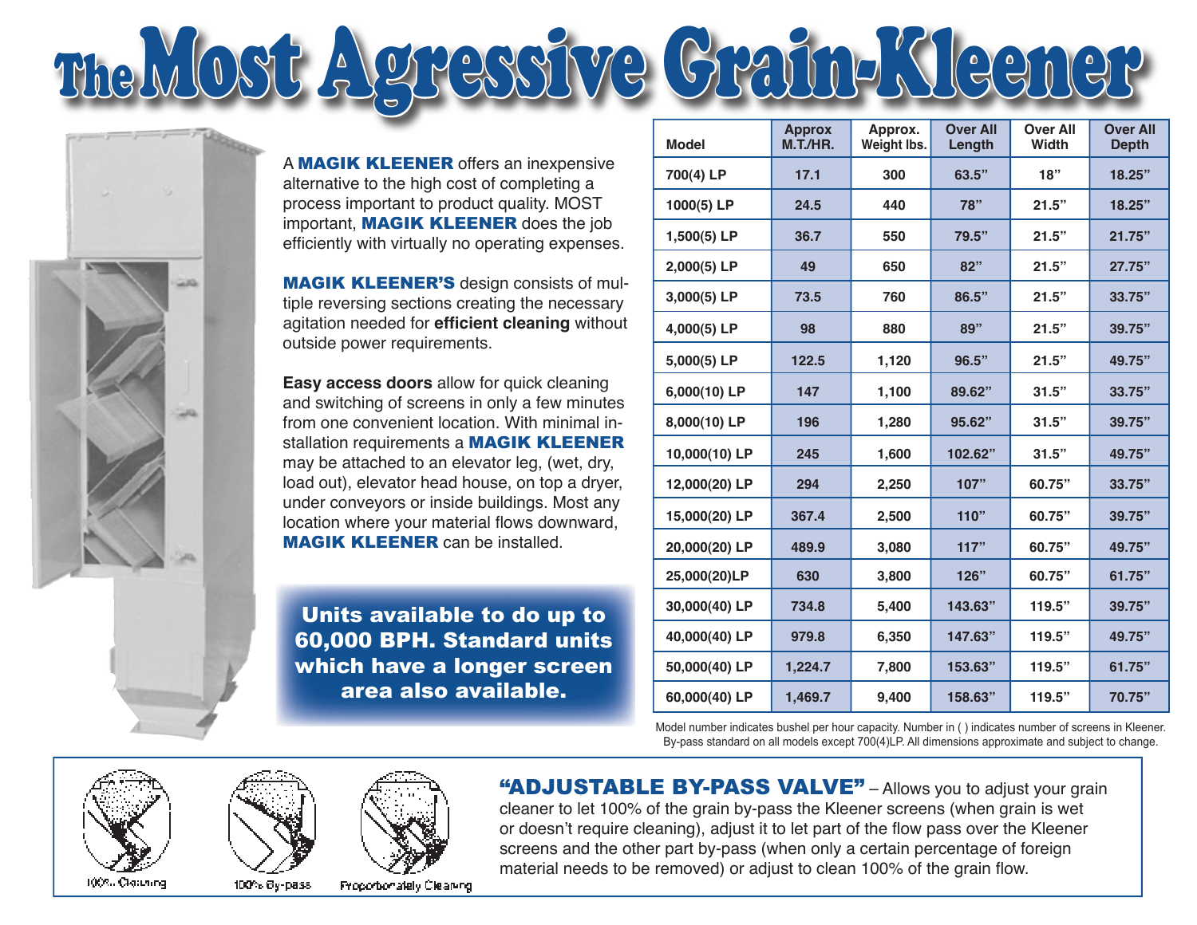# The Most Agressive Grain-Kleener

A **MAGIK KLEENER** offers an inexpensive alternative to the high cost of completing a process important to product quality. MOST important, **MAGIK KLEENER** does the job efficiently with virtually no operating expenses.

**MAGIK KLEENER'S** design consists of multiple reversing sections creating the necessary agitation needed for **efficient cleaning** without outside power requirements.

**Easy access doors** allow for quick cleaning and switching of screens in only a few minutes from one convenient location. With minimal installation requirements a **MAGIK KLEENER** may be attached to an elevator leg, (wet, dry, load out), elevator head house, on top a dryer, under conveyors or inside buildings. Most any location where your material flows downward, **MAGIK KLEENER** can be installed.

**Units available to do up to 60,000 BPH. Standard units which have a longer screen area also available.**

| Model | Approx M.T./HR. | Approx. Weight lbs. | Over All Length | Over All Width | Over All Depth |
|---|---|---|---|---|---|
| 700(4) LP | 17.1 | 300 | 63.5" | 18" | 18.25" |
| 1000(5) LP | 24.5 | 440 | 78" | 21.5" | 18.25" |
| 1,500(5) LP | 36.7 | 550 | 79.5" | 21.5" | 21.75" |
| 2,000(5) LP | 49 | 650 | 82" | 21.5" | 27.75" |
| 3,000(5) LP | 73.5 | 760 | 86.5" | 21.5" | 33.75" |
| 4,000(5) LP | 98 | 880 | 89" | 21.5" | 39.75" |
| 5,000(5) LP | 122.5 | 1,120 | 96.5" | 21.5" | 49.75" |
| 6,000(10) LP | 147 | 1,100 | 89.62" | 31.5" | 33.75" |
| 8,000(10) LP | 196 | 1,280 | 95.62" | 31.5" | 39.75" |
| 10,000(10) LP | 245 | 1,600 | 102.62" | 31.5" | 49.75" |
| 12,000(20) LP | 294 | 2,250 | 107" | 60.75" | 33.75" |
| 15,000(20) LP | 367.4 | 2,500 | 110" | 60.75" | 39.75" |
| 20,000(20) LP | 489.9 | 3,080 | 117" | 60.75" | 49.75" |
| 25,000(20)LP | 630 | 3,800 | 126" | 60.75" | 61.75" |
| 30,000(40) LP | 734.8 | 5,400 | 143.63" | 119.5" | 39.75" |
| 40,000(40) LP | 979.8 | 6,350 | 147.63" | 119.5" | 49.75" |
| 50,000(40) LP | 1,224.7 | 7,800 | 153.63" | 119.5" | 61.75" |
| 60,000(40) LP | 1,469.7 | 9,400 | 158.63" | 119.5" | 70.75" |

Model number indicates bushel per hour capacity. Number in ( ) indicates number of screens in Kleener. By-pass standard on all models except 700(4)LP. All dimensions approximate and subject to change.

100% Cleaning

100% By-pass

Proportionately Cleaning

**"ADJUSTABLE BY-PASS VALVE"** – Allows you to adjust your grain cleaner to let 100% of the grain by-pass the Kleener screens (when grain is wet or doesn't require cleaning), adjust it to let part of the flow pass over the Kleener screens and the other part by-pass (when only a certain percentage of foreign material needs to be removed) or adjust to clean 100% of the grain flow.